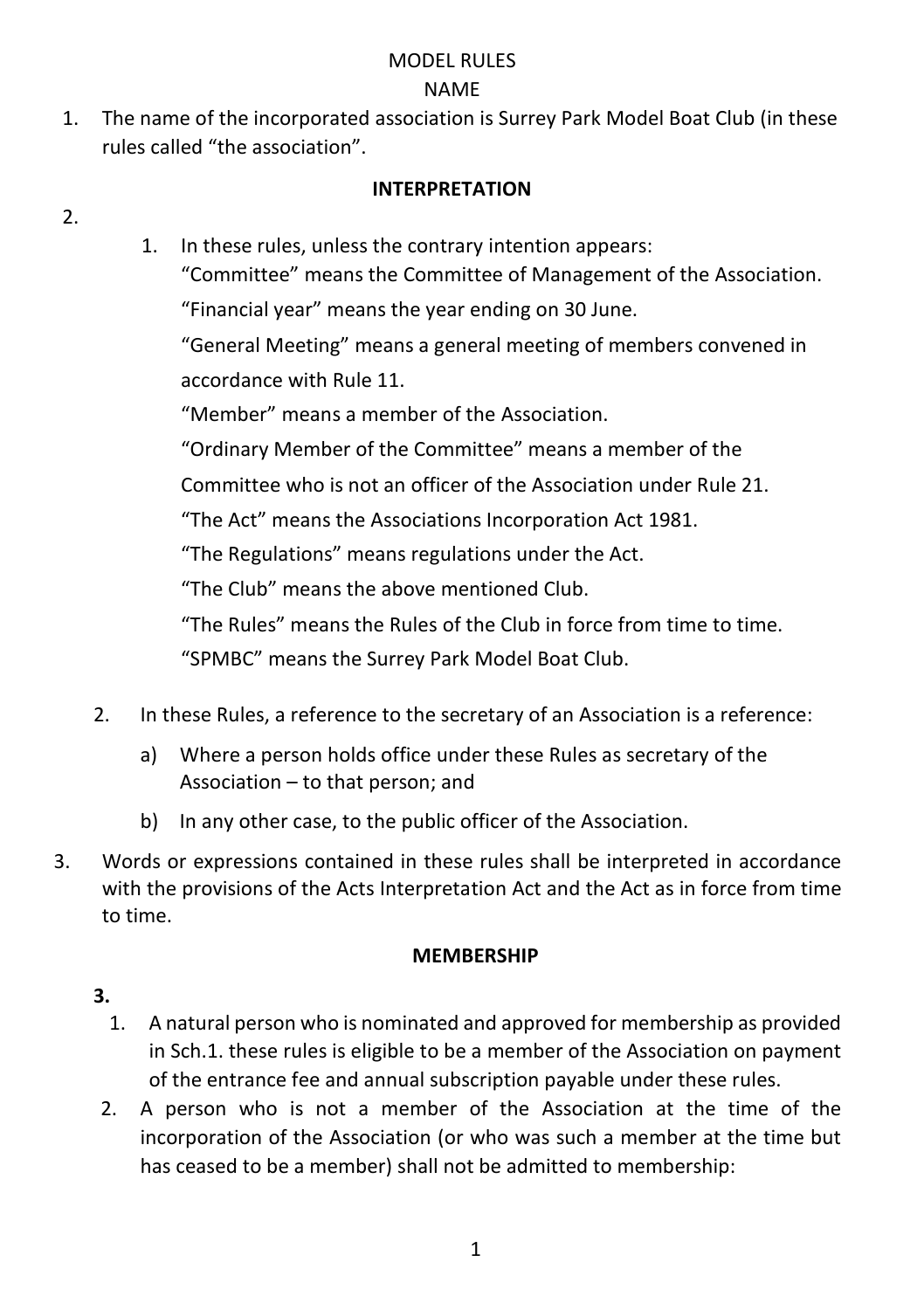MODEL RULES

NAME

1. The name of the incorporated association is Surrey Park Model Boat Club (in these rules called "the association".

**INTERPRETATION**

2.

   1. In these rules, unless the contrary intention appears:

      "Committee" means the Committee of Management of the Association.

      "Financial year" means the year ending on 30 June.

      "General Meeting" means a general meeting of members convened in accordance with Rule 11.

      "Member" means a member of the Association.

      "Ordinary Member of the Committee" means a member of the Committee who is not an officer of the Association under Rule 21.

      "The Act" means the Associations Incorporation Act 1981.

      "The Regulations" means regulations under the Act.

      "The Club" means the above mentioned Club.

      "The Rules" means the Rules of the Club in force from time to time.

      "SPMBC" means the Surrey Park Model Boat Club.

   2. In these Rules, a reference to the secretary of an Association is a reference:

      a) Where a person holds office under these Rules as secretary of the Association – to that person; and

      b) In any other case, to the public officer of the Association.

3. Words or expressions contained in these rules shall be interpreted in accordance with the provisions of the Acts Interpretation Act and the Act as in force from time to time.

**MEMBERSHIP**

**3.**

   1. A natural person who is nominated and approved for membership as provided in Sch.1. these rules is eligible to be a member of the Association on payment of the entrance fee and annual subscription payable under these rules.

   2. A person who is not a member of the Association at the time of the incorporation of the Association (or who was such a member at the time but has ceased to be a member) shall not be admitted to membership: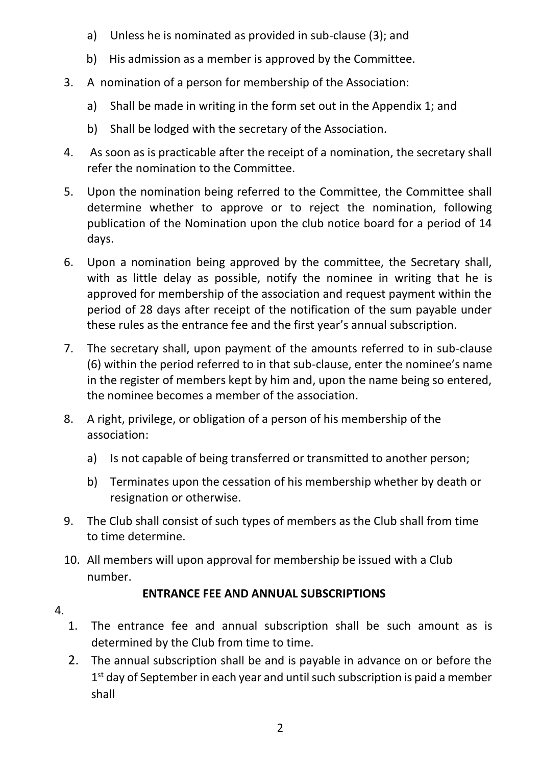a) Unless he is nominated as provided in sub-clause (3); and

b) His admission as a member is approved by the Committee.

3. A nomination of a person for membership of the Association:

   a) Shall be made in writing in the form set out in the Appendix 1; and

   b) Shall be lodged with the secretary of the Association.

4. As soon as is practicable after the receipt of a nomination, the secretary shall refer the nomination to the Committee.

5. Upon the nomination being referred to the Committee, the Committee shall determine whether to approve or to reject the nomination, following publication of the Nomination upon the club notice board for a period of 14 days.

6. Upon a nomination being approved by the committee, the Secretary shall, with as little delay as possible, notify the nominee in writing that he is approved for membership of the association and request payment within the period of 28 days after receipt of the notification of the sum payable under these rules as the entrance fee and the first year's annual subscription.

7. The secretary shall, upon payment of the amounts referred to in sub-clause (6) within the period referred to in that sub-clause, enter the nominee's name in the register of members kept by him and, upon the name being so entered, the nominee becomes a member of the association.

8. A right, privilege, or obligation of a person of his membership of the association:

   a) Is not capable of being transferred or transmitted to another person;

   b) Terminates upon the cessation of his membership whether by death or resignation or otherwise.

9. The Club shall consist of such types of members as the Club shall from time to time determine.

10. All members will upon approval for membership be issued with a Club number.

**ENTRANCE FEE AND ANNUAL SUBSCRIPTIONS**

4.

1. The entrance fee and annual subscription shall be such amount as is determined by the Club from time to time.

2. The annual subscription shall be and is payable in advance on or before the 1st day of September in each year and until such subscription is paid a member shall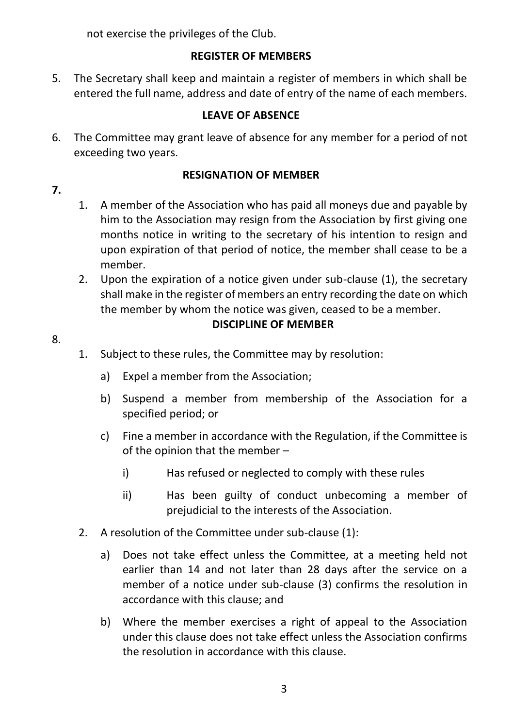not exercise the privileges of the Club.

## REGISTER OF MEMBERS

5. The Secretary shall keep and maintain a register of members in which shall be entered the full name, address and date of entry of the name of each members.

## LEAVE OF ABSENCE

6. The Committee may grant leave of absence for any member for a period of not exceeding two years.

## RESIGNATION OF MEMBER

**7.**

1. A member of the Association who has paid all moneys due and payable by him to the Association may resign from the Association by first giving one months notice in writing to the secretary of his intention to resign and upon expiration of that period of notice, the member shall cease to be a member.
2. Upon the expiration of a notice given under sub-clause (1), the secretary shall make in the register of members an entry recording the date on which the member by whom the notice was given, ceased to be a member.

## DISCIPLINE OF MEMBER

8.

1. Subject to these rules, the Committee may by resolution:
   a) Expel a member from the Association;
   b) Suspend a member from membership of the Association for a specified period; or
   c) Fine a member in accordance with the Regulation, if the Committee is of the opinion that the member –
      i) Has refused or neglected to comply with these rules
      ii) Has been guilty of conduct unbecoming a member of prejudicial to the interests of the Association.
2. A resolution of the Committee under sub-clause (1):
   a) Does not take effect unless the Committee, at a meeting held not earlier than 14 and not later than 28 days after the service on a member of a notice under sub-clause (3) confirms the resolution in accordance with this clause; and
   b) Where the member exercises a right of appeal to the Association under this clause does not take effect unless the Association confirms the resolution in accordance with this clause.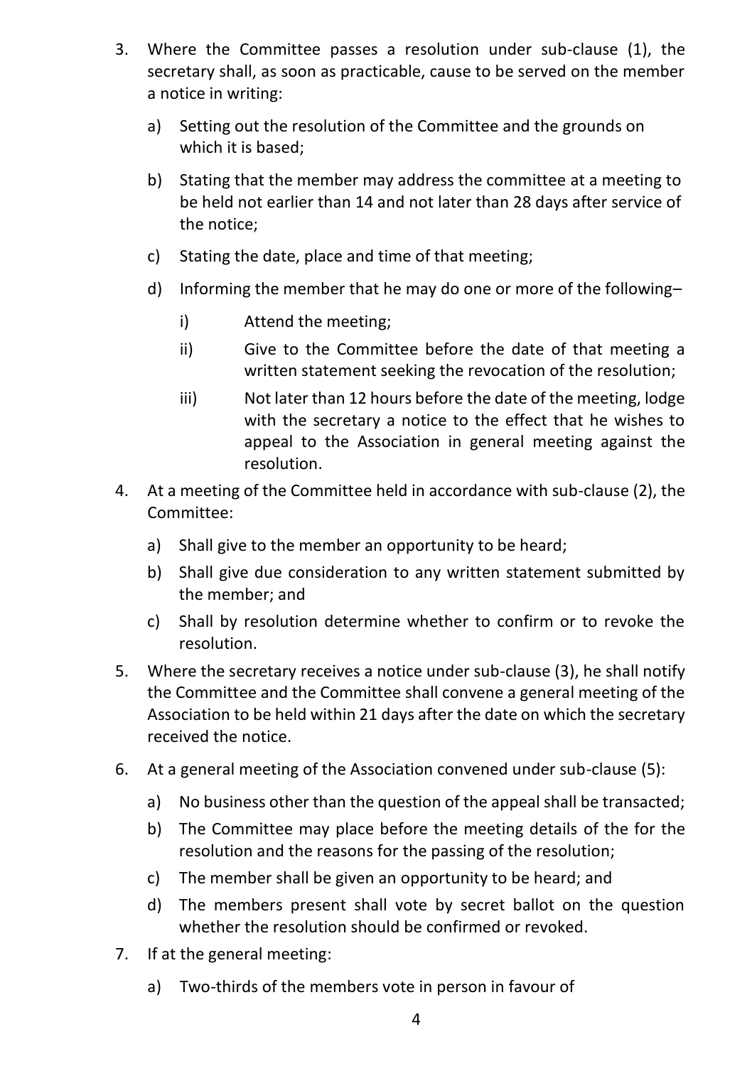3. Where the Committee passes a resolution under sub-clause (1), the secretary shall, as soon as practicable, cause to be served on the member a notice in writing:
   a) Setting out the resolution of the Committee and the grounds on which it is based;
   b) Stating that the member may address the committee at a meeting to be held not earlier than 14 and not later than 28 days after service of the notice;
   c) Stating the date, place and time of that meeting;
   d) Informing the member that he may do one or more of the following–
      i) Attend the meeting;
      ii) Give to the Committee before the date of that meeting a written statement seeking the revocation of the resolution;
      iii) Not later than 12 hours before the date of the meeting, lodge with the secretary a notice to the effect that he wishes to appeal to the Association in general meeting against the resolution.
4. At a meeting of the Committee held in accordance with sub-clause (2), the Committee:
   a) Shall give to the member an opportunity to be heard;
   b) Shall give due consideration to any written statement submitted by the member; and
   c) Shall by resolution determine whether to confirm or to revoke the resolution.
5. Where the secretary receives a notice under sub-clause (3), he shall notify the Committee and the Committee shall convene a general meeting of the Association to be held within 21 days after the date on which the secretary received the notice.
6. At a general meeting of the Association convened under sub-clause (5):
   a) No business other than the question of the appeal shall be transacted;
   b) The Committee may place before the meeting details of the for the resolution and the reasons for the passing of the resolution;
   c) The member shall be given an opportunity to be heard; and
   d) The members present shall vote by secret ballot on the question whether the resolution should be confirmed or revoked.
7. If at the general meeting:
   a) Two-thirds of the members vote in person in favour of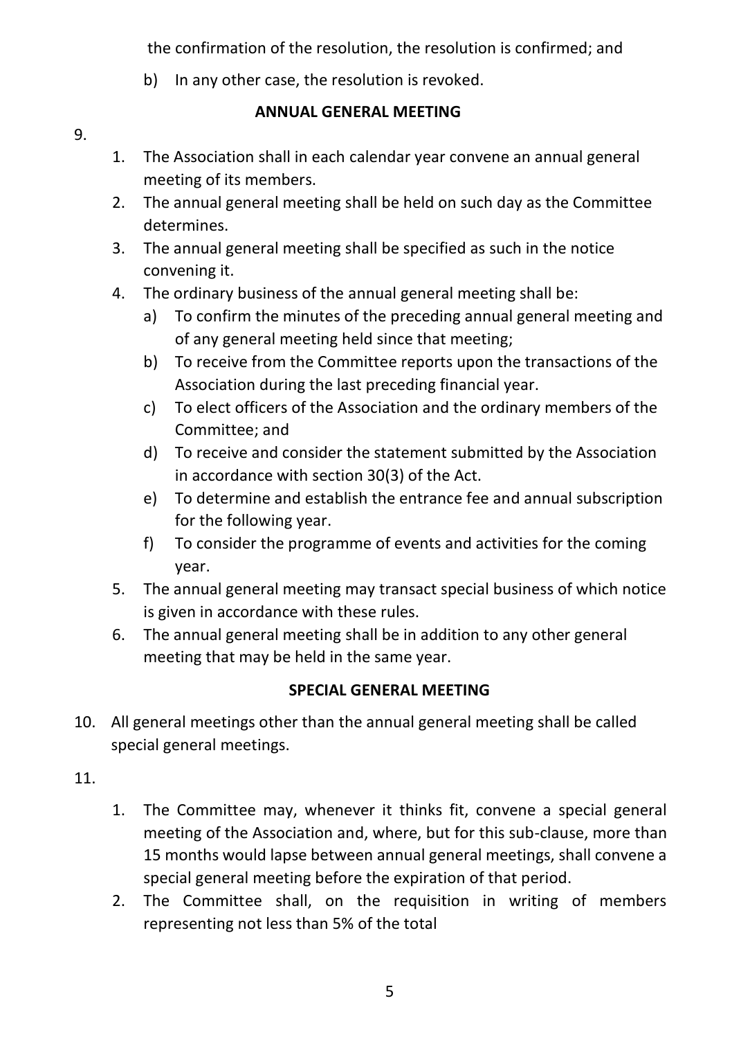the confirmation of the resolution, the resolution is confirmed; and

b) In any other case, the resolution is revoked.

## ANNUAL GENERAL MEETING

9.

1. The Association shall in each calendar year convene an annual general meeting of its members.
2. The annual general meeting shall be held on such day as the Committee determines.
3. The annual general meeting shall be specified as such in the notice convening it.
4. The ordinary business of the annual general meeting shall be:
   a) To confirm the minutes of the preceding annual general meeting and of any general meeting held since that meeting;
   b) To receive from the Committee reports upon the transactions of the Association during the last preceding financial year.
   c) To elect officers of the Association and the ordinary members of the Committee; and
   d) To receive and consider the statement submitted by the Association in accordance with section 30(3) of the Act.
   e) To determine and establish the entrance fee and annual subscription for the following year.
   f) To consider the programme of events and activities for the coming year.
5. The annual general meeting may transact special business of which notice is given in accordance with these rules.
6. The annual general meeting shall be in addition to any other general meeting that may be held in the same year.

## SPECIAL GENERAL MEETING

10. All general meetings other than the annual general meeting shall be called special general meetings.

11.

1. The Committee may, whenever it thinks fit, convene a special general meeting of the Association and, where, but for this sub-clause, more than 15 months would lapse between annual general meetings, shall convene a special general meeting before the expiration of that period.
2. The Committee shall, on the requisition in writing of members representing not less than 5% of the total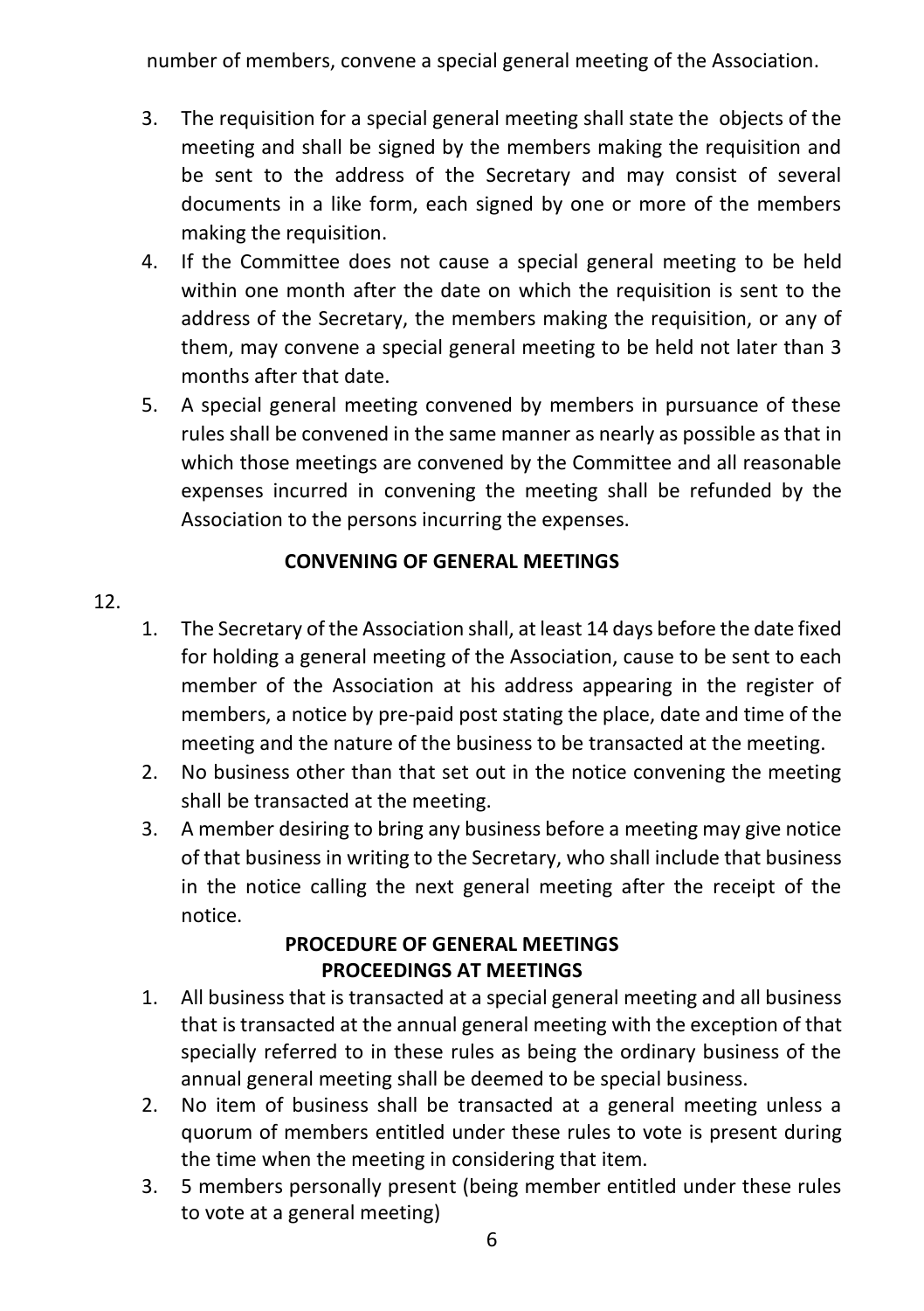number of members, convene a special general meeting of the Association.

3. The requisition for a special general meeting shall state the objects of the meeting and shall be signed by the members making the requisition and be sent to the address of the Secretary and may consist of several documents in a like form, each signed by one or more of the members making the requisition.
4. If the Committee does not cause a special general meeting to be held within one month after the date on which the requisition is sent to the address of the Secretary, the members making the requisition, or any of them, may convene a special general meeting to be held not later than 3 months after that date.
5. A special general meeting convened by members in pursuance of these rules shall be convened in the same manner as nearly as possible as that in which those meetings are convened by the Committee and all reasonable expenses incurred in convening the meeting shall be refunded by the Association to the persons incurring the expenses.

**CONVENING OF GENERAL MEETINGS**

12.

1. The Secretary of the Association shall, at least 14 days before the date fixed for holding a general meeting of the Association, cause to be sent to each member of the Association at his address appearing in the register of members, a notice by pre-paid post stating the place, date and time of the meeting and the nature of the business to be transacted at the meeting.
2. No business other than that set out in the notice convening the meeting shall be transacted at the meeting.
3. A member desiring to bring any business before a meeting may give notice of that business in writing to the Secretary, who shall include that business in the notice calling the next general meeting after the receipt of the notice.

**PROCEDURE OF GENERAL MEETINGS**
**PROCEEDINGS AT MEETINGS**

1. All business that is transacted at a special general meeting and all business that is transacted at the annual general meeting with the exception of that specially referred to in these rules as being the ordinary business of the annual general meeting shall be deemed to be special business.
2. No item of business shall be transacted at a general meeting unless a quorum of members entitled under these rules to vote is present during the time when the meeting in considering that item.
3. 5 members personally present (being member entitled under these rules to vote at a general meeting)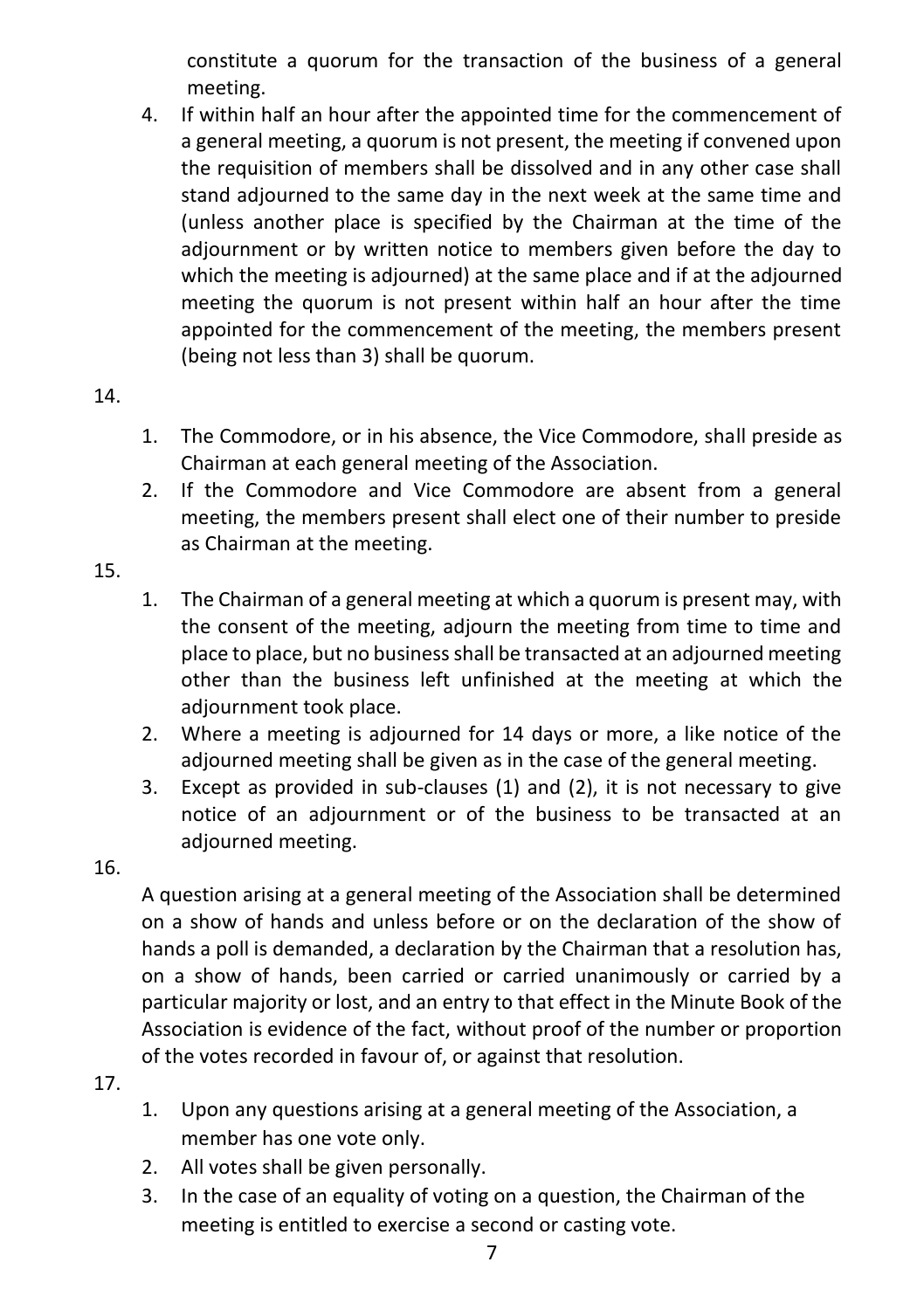constitute a quorum for the transaction of the business of a general meeting.

4. If within half an hour after the appointed time for the commencement of a general meeting, a quorum is not present, the meeting if convened upon the requisition of members shall be dissolved and in any other case shall stand adjourned to the same day in the next week at the same time and (unless another place is specified by the Chairman at the time of the adjournment or by written notice to members given before the day to which the meeting is adjourned) at the same place and if at the adjourned meeting the quorum is not present within half an hour after the time appointed for the commencement of the meeting, the members present (being not less than 3) shall be quorum.

14.

1. The Commodore, or in his absence, the Vice Commodore, shall preside as Chairman at each general meeting of the Association.
2. If the Commodore and Vice Commodore are absent from a general meeting, the members present shall elect one of their number to preside as Chairman at the meeting.

15.

1. The Chairman of a general meeting at which a quorum is present may, with the consent of the meeting, adjourn the meeting from time to time and place to place, but no business shall be transacted at an adjourned meeting other than the business left unfinished at the meeting at which the adjournment took place.
2. Where a meeting is adjourned for 14 days or more, a like notice of the adjourned meeting shall be given as in the case of the general meeting.
3. Except as provided in sub-clauses (1) and (2), it is not necessary to give notice of an adjournment or of the business to be transacted at an adjourned meeting.

16.

A question arising at a general meeting of the Association shall be determined on a show of hands and unless before or on the declaration of the show of hands a poll is demanded, a declaration by the Chairman that a resolution has, on a show of hands, been carried or carried unanimously or carried by a particular majority or lost, and an entry to that effect in the Minute Book of the Association is evidence of the fact, without proof of the number or proportion of the votes recorded in favour of, or against that resolution.

17.

1. Upon any questions arising at a general meeting of the Association, a member has one vote only.
2. All votes shall be given personally.
3. In the case of an equality of voting on a question, the Chairman of the meeting is entitled to exercise a second or casting vote.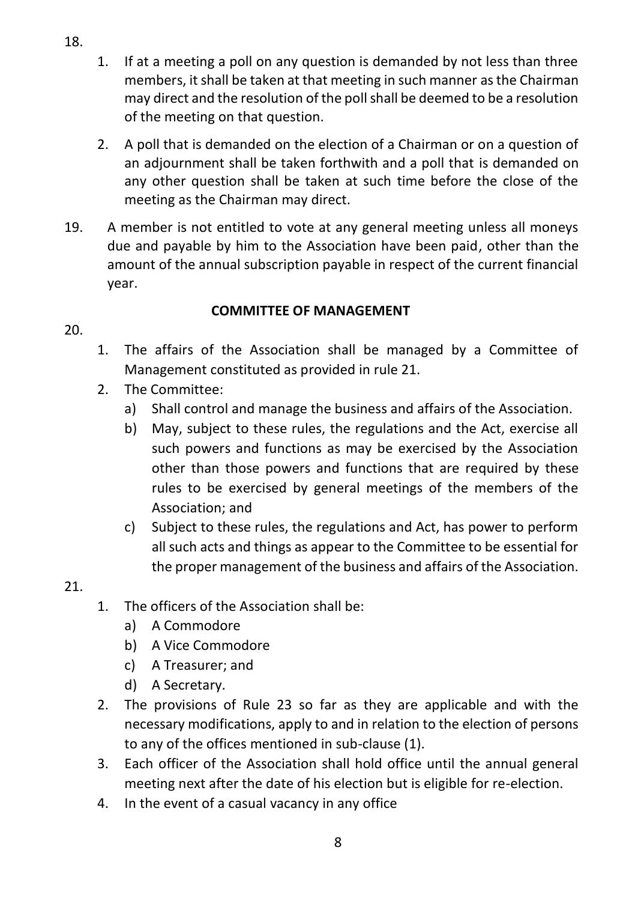18.

1. If at a meeting a poll on any question is demanded by not less than three members, it shall be taken at that meeting in such manner as the Chairman may direct and the resolution of the poll shall be deemed to be a resolution of the meeting on that question.

2. A poll that is demanded on the election of a Chairman or on a question of an adjournment shall be taken forthwith and a poll that is demanded on any other question shall be taken at such time before the close of the meeting as the Chairman may direct.

19. A member is not entitled to vote at any general meeting unless all moneys due and payable by him to the Association have been paid, other than the amount of the annual subscription payable in respect of the current financial year.

## COMMITTEE OF MANAGEMENT

20.

1. The affairs of the Association shall be managed by a Committee of Management constituted as provided in rule 21.
2. The Committee:
   a) Shall control and manage the business and affairs of the Association.
   b) May, subject to these rules, the regulations and the Act, exercise all such powers and functions as may be exercised by the Association other than those powers and functions that are required by these rules to be exercised by general meetings of the members of the Association; and
   c) Subject to these rules, the regulations and Act, has power to perform all such acts and things as appear to the Committee to be essential for the proper management of the business and affairs of the Association.

21.

1. The officers of the Association shall be:
   a) A Commodore
   b) A Vice Commodore
   c) A Treasurer; and
   d) A Secretary.
2. The provisions of Rule 23 so far as they are applicable and with the necessary modifications, apply to and in relation to the election of persons to any of the offices mentioned in sub-clause (1).
3. Each officer of the Association shall hold office until the annual general meeting next after the date of his election but is eligible for re-election.
4. In the event of a casual vacancy in any office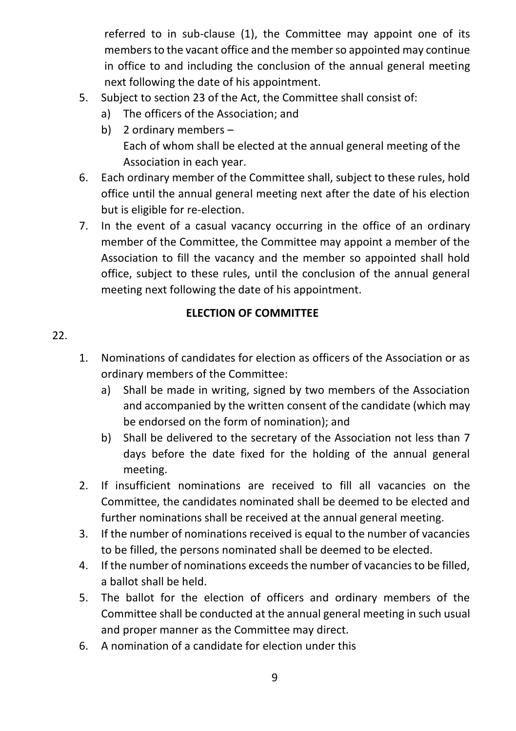referred to in sub-clause (1), the Committee may appoint one of its members to the vacant office and the member so appointed may continue in office to and including the conclusion of the annual general meeting next following the date of his appointment.

5. Subject to section 23 of the Act, the Committee shall consist of:
   a) The officers of the Association; and
   b) 2 ordinary members –
      Each of whom shall be elected at the annual general meeting of the Association in each year.
6. Each ordinary member of the Committee shall, subject to these rules, hold office until the annual general meeting next after the date of his election but is eligible for re-election.
7. In the event of a casual vacancy occurring in the office of an ordinary member of the Committee, the Committee may appoint a member of the Association to fill the vacancy and the member so appointed shall hold office, subject to these rules, until the conclusion of the annual general meeting next following the date of his appointment.

**ELECTION OF COMMITTEE**

22.

1. Nominations of candidates for election as officers of the Association or as ordinary members of the Committee:
   a) Shall be made in writing, signed by two members of the Association and accompanied by the written consent of the candidate (which may be endorsed on the form of nomination); and
   b) Shall be delivered to the secretary of the Association not less than 7 days before the date fixed for the holding of the annual general meeting.
2. If insufficient nominations are received to fill all vacancies on the Committee, the candidates nominated shall be deemed to be elected and further nominations shall be received at the annual general meeting.
3. If the number of nominations received is equal to the number of vacancies to be filled, the persons nominated shall be deemed to be elected.
4. If the number of nominations exceeds the number of vacancies to be filled, a ballot shall be held.
5. The ballot for the election of officers and ordinary members of the Committee shall be conducted at the annual general meeting in such usual and proper manner as the Committee may direct.
6. A nomination of a candidate for election under this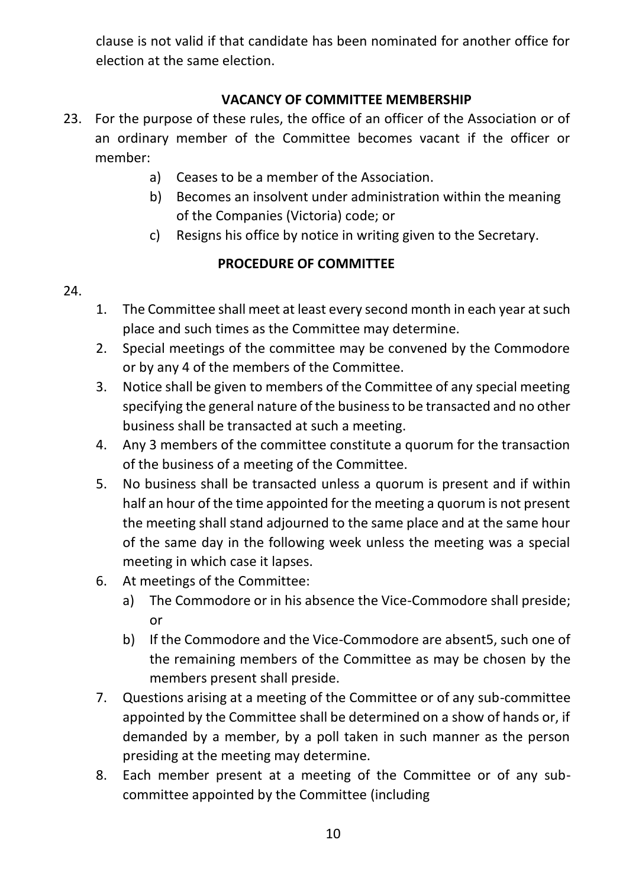clause is not valid if that candidate has been nominated for another office for election at the same election.

## VACANCY OF COMMITTEE MEMBERSHIP

23. For the purpose of these rules, the office of an officer of the Association or of an ordinary member of the Committee becomes vacant if the officer or member:
    a) Ceases to be a member of the Association.
    b) Becomes an insolvent under administration within the meaning of the Companies (Victoria) code; or
    c) Resigns his office by notice in writing given to the Secretary.

## PROCEDURE OF COMMITTEE

24.
    1. The Committee shall meet at least every second month in each year at such place and such times as the Committee may determine.
    2. Special meetings of the committee may be convened by the Commodore or by any 4 of the members of the Committee.
    3. Notice shall be given to members of the Committee of any special meeting specifying the general nature of the business to be transacted and no other business shall be transacted at such a meeting.
    4. Any 3 members of the committee constitute a quorum for the transaction of the business of a meeting of the Committee.
    5. No business shall be transacted unless a quorum is present and if within half an hour of the time appointed for the meeting a quorum is not present the meeting shall stand adjourned to the same place and at the same hour of the same day in the following week unless the meeting was a special meeting in which case it lapses.
    6. At meetings of the Committee:
        a) The Commodore or in his absence the Vice-Commodore shall preside; or
        b) If the Commodore and the Vice-Commodore are absent5, such one of the remaining members of the Committee as may be chosen by the members present shall preside.
    7. Questions arising at a meeting of the Committee or of any sub-committee appointed by the Committee shall be determined on a show of hands or, if demanded by a member, by a poll taken in such manner as the person presiding at the meeting may determine.
    8. Each member present at a meeting of the Committee or of any sub-committee appointed by the Committee (including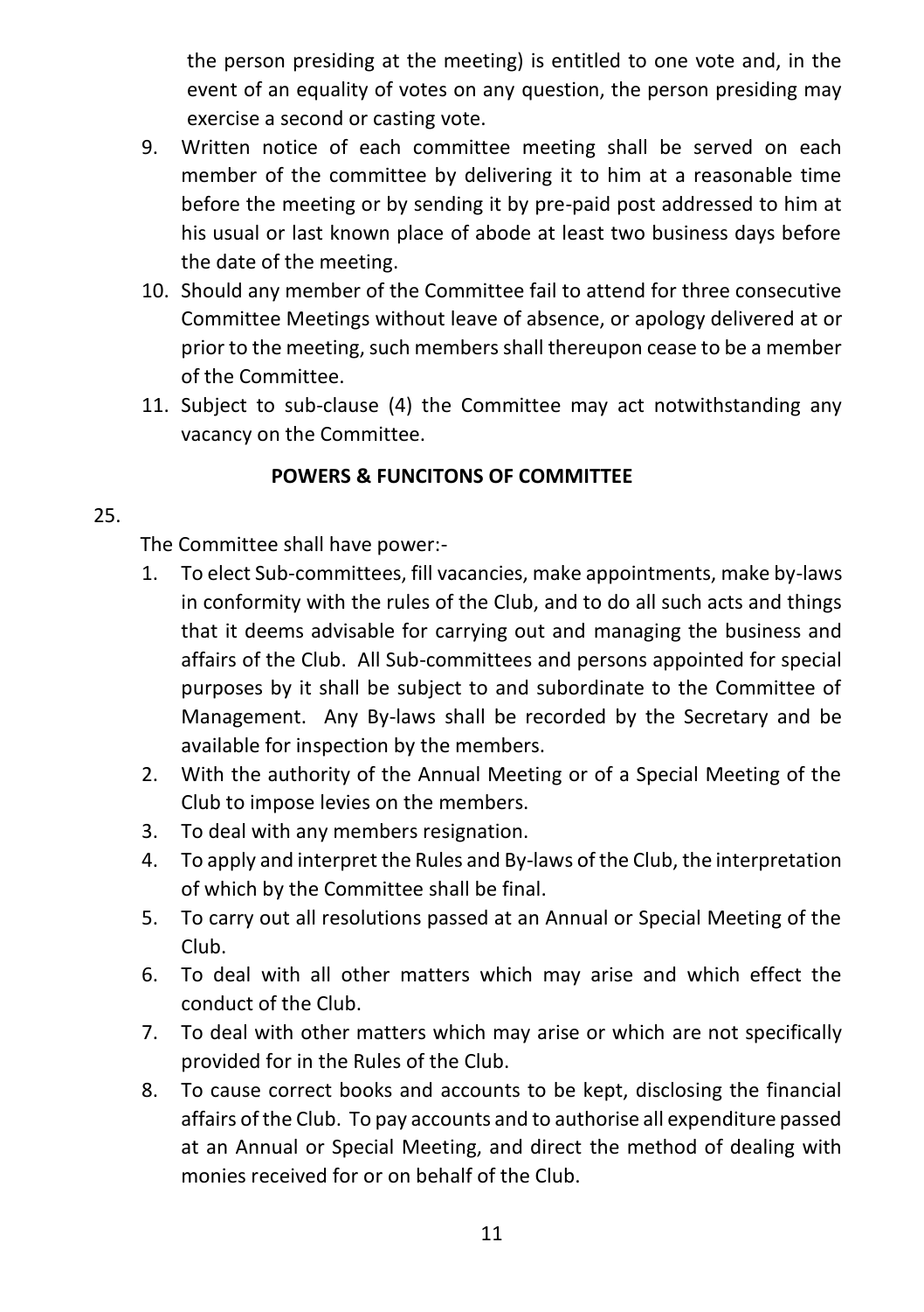the person presiding at the meeting) is entitled to one vote and, in the event of an equality of votes on any question, the person presiding may exercise a second or casting vote.

9. Written notice of each committee meeting shall be served on each member of the committee by delivering it to him at a reasonable time before the meeting or by sending it by pre-paid post addressed to him at his usual or last known place of abode at least two business days before the date of the meeting.
10. Should any member of the Committee fail to attend for three consecutive Committee Meetings without leave of absence, or apology delivered at or prior to the meeting, such members shall thereupon cease to be a member of the Committee.
11. Subject to sub-clause (4) the Committee may act notwithstanding any vacancy on the Committee.

**POWERS & FUNCITONS OF COMMITTEE**

25.

The Committee shall have power:-

1. To elect Sub-committees, fill vacancies, make appointments, make by-laws in conformity with the rules of the Club, and to do all such acts and things that it deems advisable for carrying out and managing the business and affairs of the Club. All Sub-committees and persons appointed for special purposes by it shall be subject to and subordinate to the Committee of Management. Any By-laws shall be recorded by the Secretary and be available for inspection by the members.
2. With the authority of the Annual Meeting or of a Special Meeting of the Club to impose levies on the members.
3. To deal with any members resignation.
4. To apply and interpret the Rules and By-laws of the Club, the interpretation of which by the Committee shall be final.
5. To carry out all resolutions passed at an Annual or Special Meeting of the Club.
6. To deal with all other matters which may arise and which effect the conduct of the Club.
7. To deal with other matters which may arise or which are not specifically provided for in the Rules of the Club.
8. To cause correct books and accounts to be kept, disclosing the financial affairs of the Club. To pay accounts and to authorise all expenditure passed at an Annual or Special Meeting, and direct the method of dealing with monies received for or on behalf of the Club.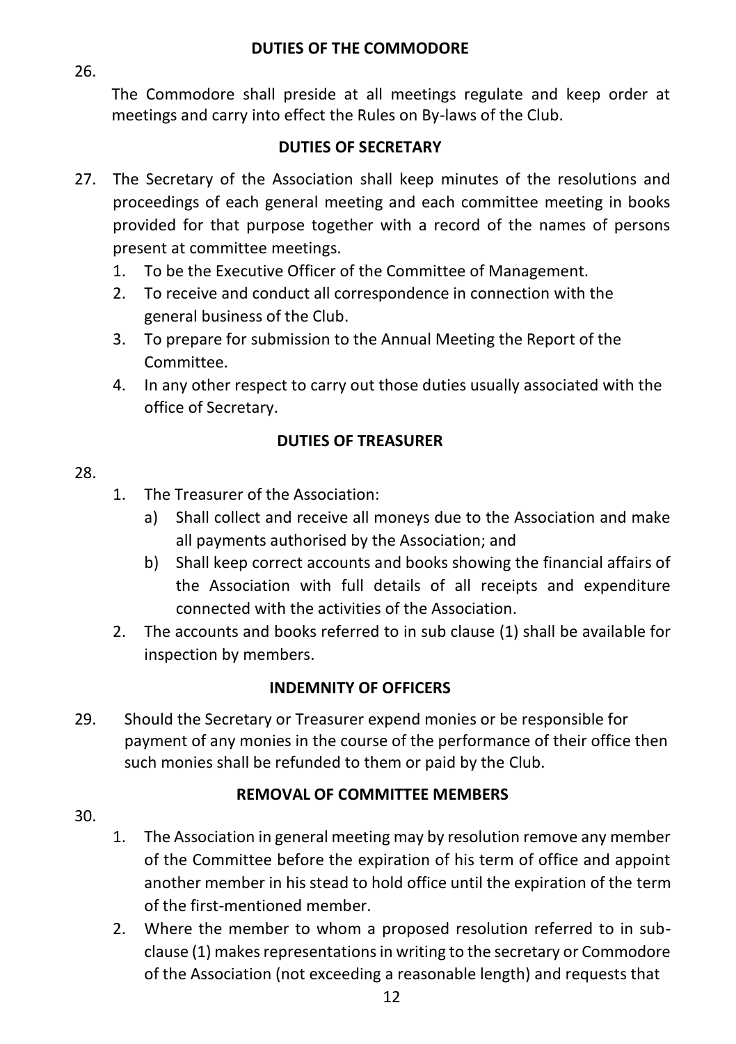### DUTIES OF THE COMMODORE

26\. The Commodore shall preside at all meetings regulate and keep order at meetings and carry into effect the Rules on By-laws of the Club.

### DUTIES OF SECRETARY

27\. The Secretary of the Association shall keep minutes of the resolutions and proceedings of each general meeting and each committee meeting in books provided for that purpose together with a record of the names of persons present at committee meetings.

1. To be the Executive Officer of the Committee of Management.
2. To receive and conduct all correspondence in connection with the general business of the Club.
3. To prepare for submission to the Annual Meeting the Report of the Committee.
4. In any other respect to carry out those duties usually associated with the office of Secretary.

### DUTIES OF TREASURER

28\.

1. The Treasurer of the Association:
   a) Shall collect and receive all moneys due to the Association and make all payments authorised by the Association; and
   b) Shall keep correct accounts and books showing the financial affairs of the Association with full details of all receipts and expenditure connected with the activities of the Association.
2. The accounts and books referred to in sub clause (1) shall be available for inspection by members.

### INDEMNITY OF OFFICERS

29\. Should the Secretary or Treasurer expend monies or be responsible for payment of any monies in the course of the performance of their office then such monies shall be refunded to them or paid by the Club.

### REMOVAL OF COMMITTEE MEMBERS

30\.

1. The Association in general meeting may by resolution remove any member of the Committee before the expiration of his term of office and appoint another member in his stead to hold office until the expiration of the term of the first-mentioned member.
2. Where the member to whom a proposed resolution referred to in sub-clause (1) makes representations in writing to the secretary or Commodore of the Association (not exceeding a reasonable length) and requests that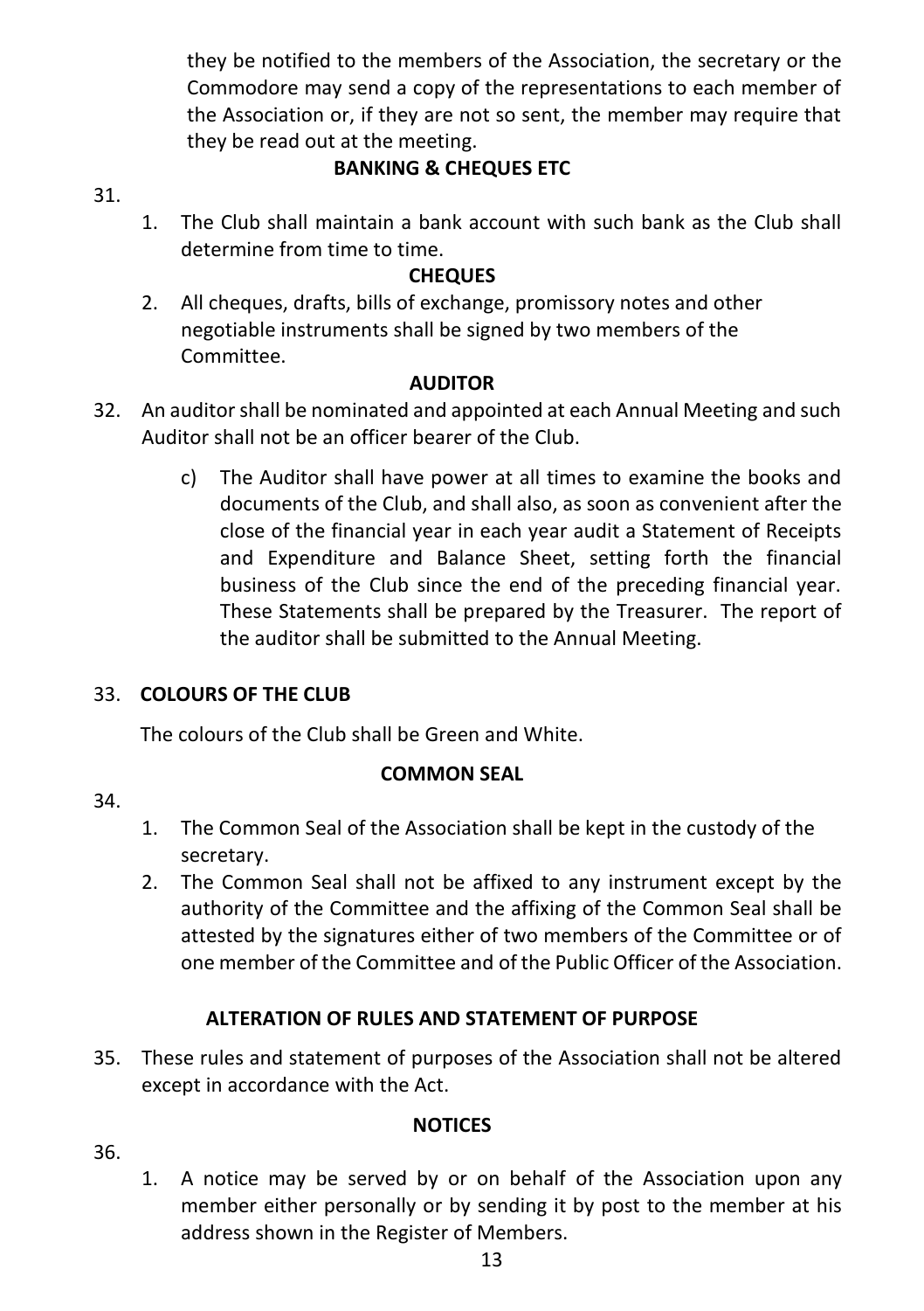they be notified to the members of the Association, the secretary or the Commodore may send a copy of the representations to each member of the Association or, if they are not so sent, the member may require that they be read out at the meeting.

**BANKING & CHEQUES ETC**

31.

1. The Club shall maintain a bank account with such bank as the Club shall determine from time to time.

**CHEQUES**

2. All cheques, drafts, bills of exchange, promissory notes and other negotiable instruments shall be signed by two members of the Committee.

**AUDITOR**

32. An auditor shall be nominated and appointed at each Annual Meeting and such Auditor shall not be an officer bearer of the Club.

    c) The Auditor shall have power at all times to examine the books and documents of the Club, and shall also, as soon as convenient after the close of the financial year in each year audit a Statement of Receipts and Expenditure and Balance Sheet, setting forth the financial business of the Club since the end of the preceding financial year. These Statements shall be prepared by the Treasurer. The report of the auditor shall be submitted to the Annual Meeting.

33. **COLOURS OF THE CLUB**

The colours of the Club shall be Green and White.

**COMMON SEAL**

34.

1. The Common Seal of the Association shall be kept in the custody of the secretary.
2. The Common Seal shall not be affixed to any instrument except by the authority of the Committee and the affixing of the Common Seal shall be attested by the signatures either of two members of the Committee or of one member of the Committee and of the Public Officer of the Association.

**ALTERATION OF RULES AND STATEMENT OF PURPOSE**

35. These rules and statement of purposes of the Association shall not be altered except in accordance with the Act.

**NOTICES**

36.

1. A notice may be served by or on behalf of the Association upon any member either personally or by sending it by post to the member at his address shown in the Register of Members.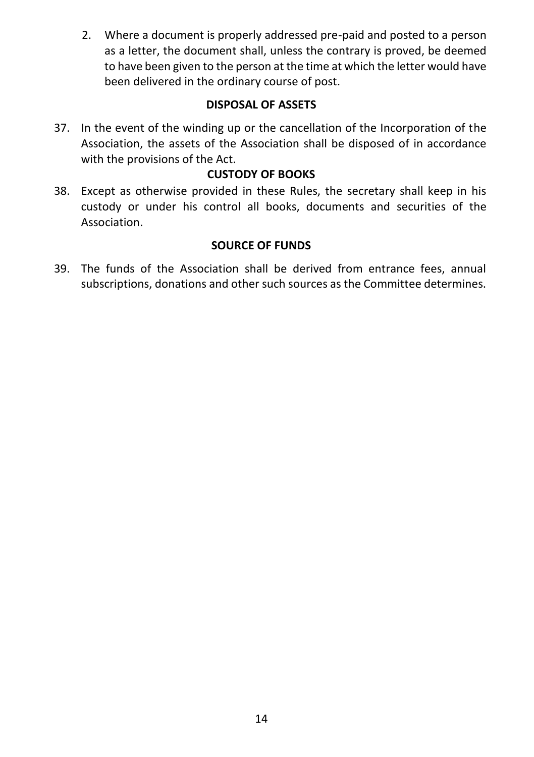2. Where a document is properly addressed pre-paid and posted to a person as a letter, the document shall, unless the contrary is proved, be deemed to have been given to the person at the time at which the letter would have been delivered in the ordinary course of post.

**DISPOSAL OF ASSETS**

37. In the event of the winding up or the cancellation of the Incorporation of the Association, the assets of the Association shall be disposed of in accordance with the provisions of the Act.

**CUSTODY OF BOOKS**

38. Except as otherwise provided in these Rules, the secretary shall keep in his custody or under his control all books, documents and securities of the Association.

**SOURCE OF FUNDS**

39. The funds of the Association shall be derived from entrance fees, annual subscriptions, donations and other such sources as the Committee determines.